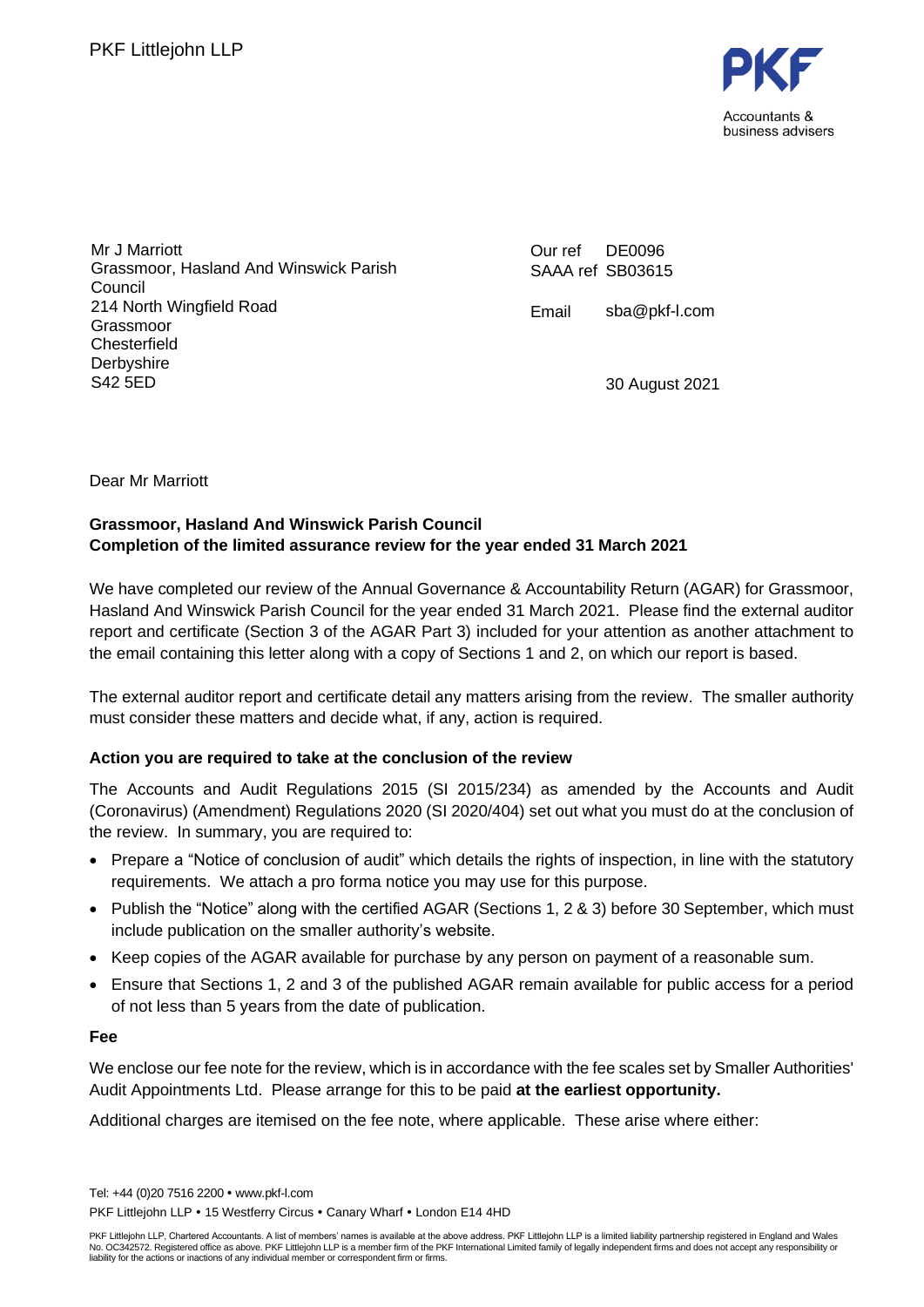PKF Littlejohn LLP

PKF
Accountants & business advisers

Mr J Marriott
Grassmoor, Hasland And Winswick Parish Council
214 North Wingfield Road
Grassmoor
Chesterfield
Derbyshire
S42 5ED

Our ref DE0096
SAAA ref SB03615

Email sba@pkf-l.com

30 August 2021

Dear Mr Marriott

**Grassmoor, Hasland And Winswick Parish Council**
**Completion of the limited assurance review for the year ended 31 March 2021**

We have completed our review of the Annual Governance & Accountability Return (AGAR) for Grassmoor, Hasland And Winswick Parish Council for the year ended 31 March 2021. Please find the external auditor report and certificate (Section 3 of the AGAR Part 3) included for your attention as another attachment to the email containing this letter along with a copy of Sections 1 and 2, on which our report is based.

The external auditor report and certificate detail any matters arising from the review. The smaller authority must consider these matters and decide what, if any, action is required.

**Action you are required to take at the conclusion of the review**

The Accounts and Audit Regulations 2015 (SI 2015/234) as amended by the Accounts and Audit (Coronavirus) (Amendment) Regulations 2020 (SI 2020/404) set out what you must do at the conclusion of the review. In summary, you are required to:

- Prepare a "Notice of conclusion of audit" which details the rights of inspection, in line with the statutory requirements. We attach a pro forma notice you may use for this purpose.
- Publish the "Notice" along with the certified AGAR (Sections 1, 2 & 3) before 30 September, which must include publication on the smaller authority's website.
- Keep copies of the AGAR available for purchase by any person on payment of a reasonable sum.
- Ensure that Sections 1, 2 and 3 of the published AGAR remain available for public access for a period of not less than 5 years from the date of publication.

**Fee**

We enclose our fee note for the review, which is in accordance with the fee scales set by Smaller Authorities' Audit Appointments Ltd. Please arrange for this to be paid **at the earliest opportunity.**

Additional charges are itemised on the fee note, where applicable. These arise where either:

Tel: +44 (0)20 7516 2200 • www.pkf-l.com
PKF Littlejohn LLP • 15 Westferry Circus • Canary Wharf • London E14 4HD

PKF Littlejohn LLP, Chartered Accountants. A list of members' names is available at the above address. PKF Littlejohn LLP is a limited liability partnership registered in England and Wales No. OC342572. Registered office as above. PKF Littlejohn LLP is a member firm of the PKF International Limited family of legally independent firms and does not accept any responsibility or liability for the actions or inactions of any individual member or correspondent firm or firms.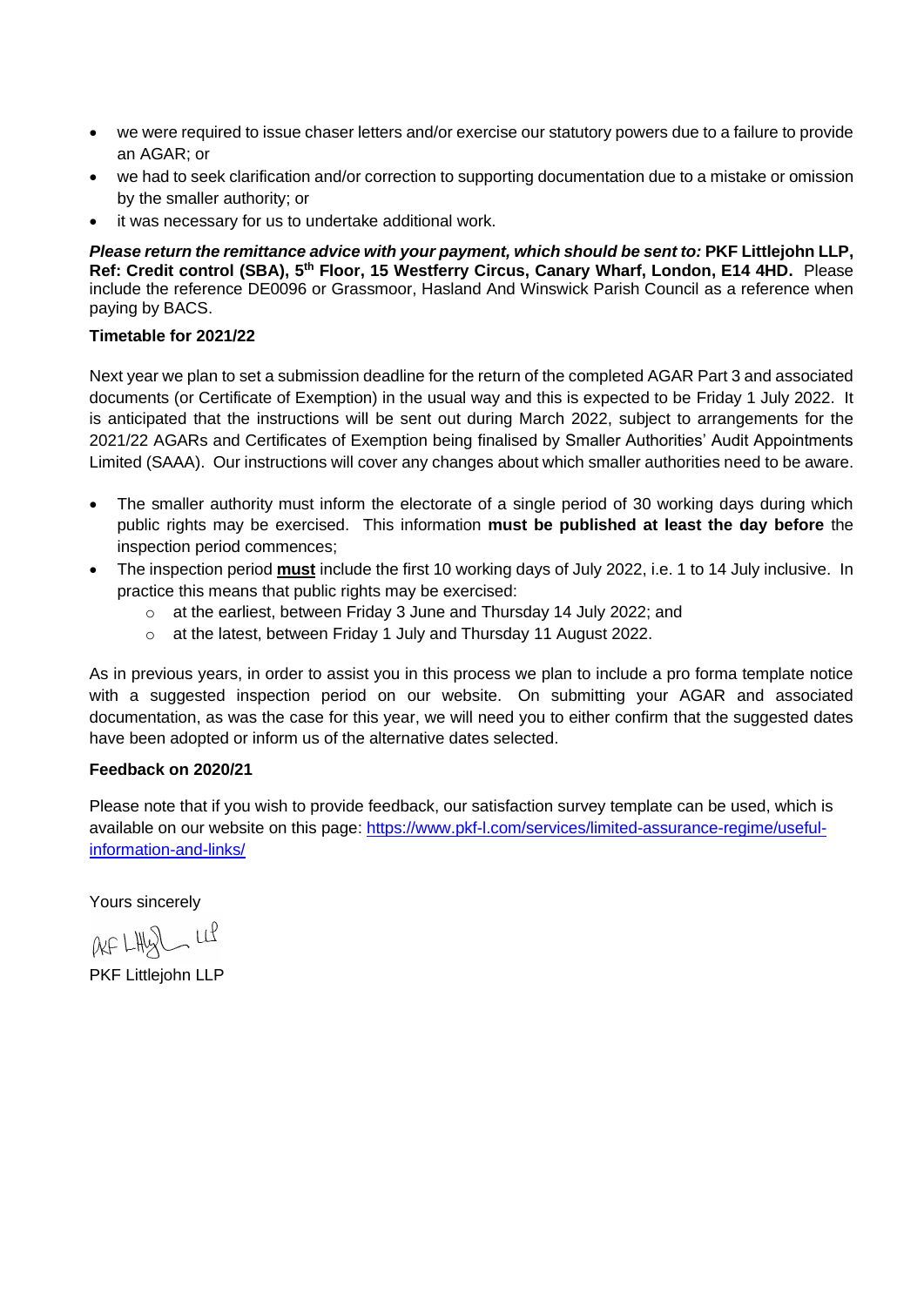- we were required to issue chaser letters and/or exercise our statutory powers due to a failure to provide an AGAR; or
- we had to seek clarification and/or correction to supporting documentation due to a mistake or omission by the smaller authority; or
- it was necessary for us to undertake additional work.

***Please return the remittance advice with your payment, which should be sent to:*** **PKF Littlejohn LLP, Ref: Credit control (SBA), 5th Floor, 15 Westferry Circus, Canary Wharf, London, E14 4HD.** Please include the reference DE0096 or Grassmoor, Hasland And Winswick Parish Council as a reference when paying by BACS.

**Timetable for 2021/22**

Next year we plan to set a submission deadline for the return of the completed AGAR Part 3 and associated documents (or Certificate of Exemption) in the usual way and this is expected to be Friday 1 July 2022. It is anticipated that the instructions will be sent out during March 2022, subject to arrangements for the 2021/22 AGARs and Certificates of Exemption being finalised by Smaller Authorities' Audit Appointments Limited (SAAA). Our instructions will cover any changes about which smaller authorities need to be aware.

- The smaller authority must inform the electorate of a single period of 30 working days during which public rights may be exercised. This information **must be published at least the day before** the inspection period commences;
- The inspection period **<u>must</u>** include the first 10 working days of July 2022, i.e. 1 to 14 July inclusive. In practice this means that public rights may be exercised:
  - at the earliest, between Friday 3 June and Thursday 14 July 2022; and
  - at the latest, between Friday 1 July and Thursday 11 August 2022.

As in previous years, in order to assist you in this process we plan to include a pro forma template notice with a suggested inspection period on our website. On submitting your AGAR and associated documentation, as was the case for this year, we will need you to either confirm that the suggested dates have been adopted or inform us of the alternative dates selected.

**Feedback on 2020/21**

Please note that if you wish to provide feedback, our satisfaction survey template can be used, which is available on our website on this page: https://www.pkf-l.com/services/limited-assurance-regime/useful-information-and-links/

Yours sincerely

PKF Littlejohn LLP

PKF Littlejohn LLP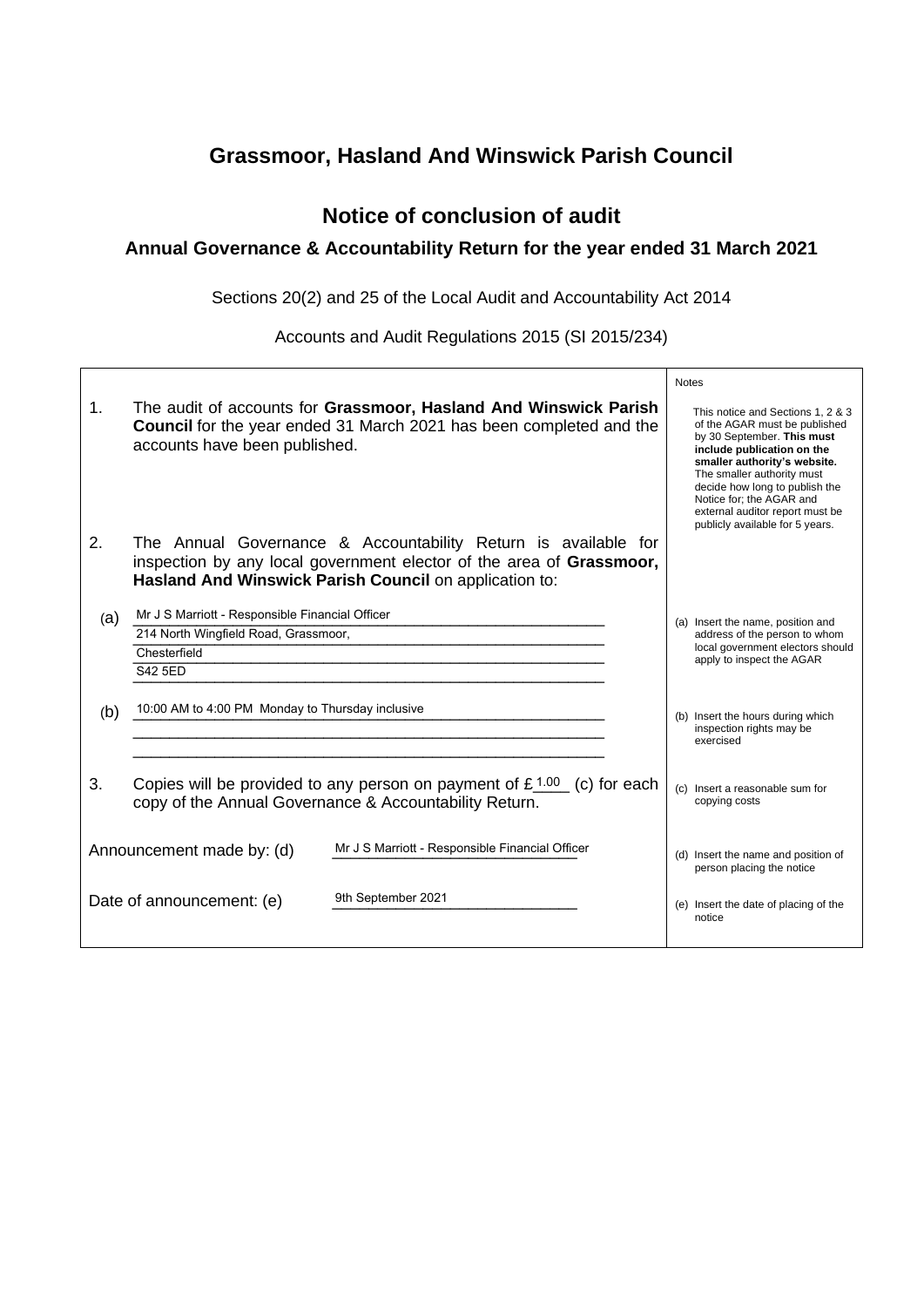# Grassmoor, Hasland And Winswick Parish Council

## Notice of conclusion of audit

### Annual Governance & Accountability Return for the year ended 31 March 2021

Sections 20(2) and 25 of the Local Audit and Accountability Act 2014

Accounts and Audit Regulations 2015 (SI 2015/234)

| | Notes |
|---|---|
| 1. The audit of accounts for **Grassmoor, Hasland And Winswick Parish Council** for the year ended 31 March 2021 has been completed and the accounts have been published. | This notice and Sections 1, 2 & 3 of the AGAR must be published by 30 September. **This must include publication on the smaller authority's website.** The smaller authority must decide how long to publish the Notice for; the AGAR and external auditor report must be publicly available for 5 years. |
| 2. The Annual Governance & Accountability Return is available for inspection by any local government elector of the area of **Grassmoor, Hasland And Winswick Parish Council** on application to: | |
| (a) Mr J S Marriott - Responsible Financial Officer<br>214 North Wingfield Road, Grassmoor,<br>Chesterfield<br>S42 5ED | (a) Insert the name, position and address of the person to whom local government electors should apply to inspect the AGAR |
| (b) 10:00 AM to 4:00 PM Monday to Thursday inclusive | (b) Insert the hours during which inspection rights may be exercised |
| 3. Copies will be provided to any person on payment of £ 1.00 (c) for each copy of the Annual Governance & Accountability Return. | (c) Insert a reasonable sum for copying costs |
| Announcement made by: (d) Mr J S Marriott - Responsible Financial Officer | (d) Insert the name and position of person placing the notice |
| Date of announcement: (e) 9th September 2021 | (e) Insert the date of placing of the notice |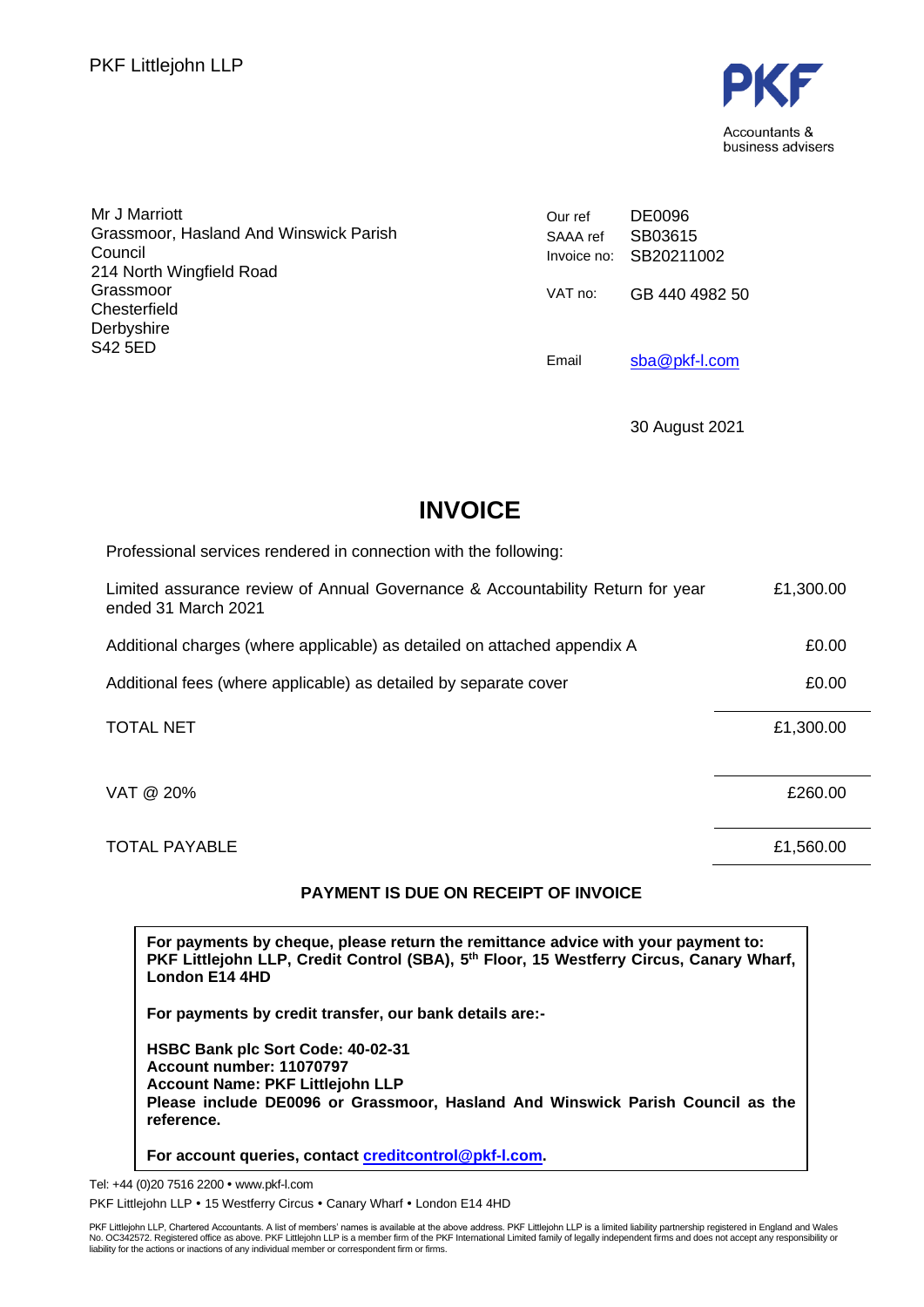PKF Littlejohn LLP

PKF
Accountants & business advisers

Mr J Marriott
Grassmoor, Hasland And Winswick Parish Council
214 North Wingfield Road
Grassmoor
Chesterfield
Derbyshire
S42 5ED

| | |
|---|---|
| Our ref | DE0096 |
| SAAA ref | SB03615 |
| Invoice no: | SB20211002 |
| VAT no: | GB 440 4982 50 |
| Email | sba@pkf-l.com |

30 August 2021

# INVOICE

Professional services rendered in connection with the following:

| | |
|---|---|
| Limited assurance review of Annual Governance & Accountability Return for year ended 31 March 2021 | £1,300.00 |
| Additional charges (where applicable) as detailed on attached appendix A | £0.00 |
| Additional fees (where applicable) as detailed by separate cover | £0.00 |
| TOTAL NET | £1,300.00 |
| VAT @ 20% | £260.00 |
| TOTAL PAYABLE | £1,560.00 |

**PAYMENT IS DUE ON RECEIPT OF INVOICE**

**For payments by cheque, please return the remittance advice with your payment to: PKF Littlejohn LLP, Credit Control (SBA), 5th Floor, 15 Westferry Circus, Canary Wharf, London E14 4HD**

**For payments by credit transfer, our bank details are:-**

**HSBC Bank plc Sort Code: 40-02-31**
**Account number: 11070797**
**Account Name: PKF Littlejohn LLP**
**Please include DE0096 or Grassmoor, Hasland And Winswick Parish Council as the reference.**

**For account queries, contact creditcontrol@pkf-l.com.**

Tel: +44 (0)20 7516 2200 • www.pkf-l.com

PKF Littlejohn LLP • 15 Westferry Circus • Canary Wharf • London E14 4HD

PKF Littlejohn LLP, Chartered Accountants. A list of members' names is available at the above address. PKF Littlejohn LLP is a limited liability partnership registered in England and Wales No. OC342572. Registered office as above. PKF Littlejohn LLP is a member firm of the PKF International Limited family of legally independent firms and does not accept any responsibility or liability for the actions or inactions of any individual member or correspondent firm or firms.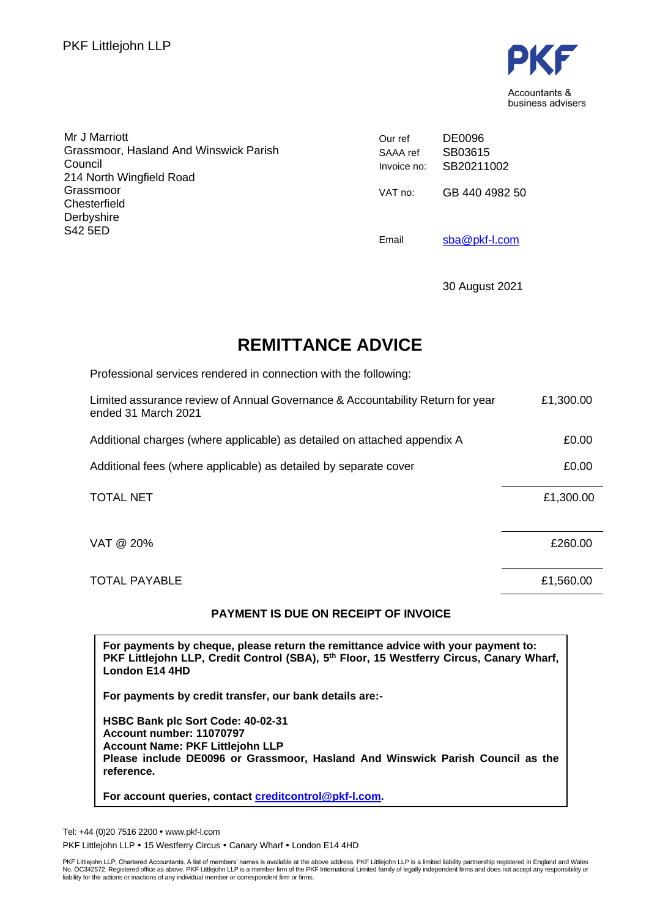PKF Littlejohn LLP

PKF
Accountants & business advisers

Mr J Marriott
Grassmoor, Hasland And Winswick Parish Council
214 North Wingfield Road
Grassmoor
Chesterfield
Derbyshire
S42 5ED

| | |
|---|---|
| Our ref | DE0096 |
| SAAA ref | SB03615 |
| Invoice no: | SB20211002 |
| VAT no: | GB 440 4982 50 |
| Email | sba@pkf-l.com |

30 August 2021

# REMITTANCE ADVICE

Professional services rendered in connection with the following:

| | |
|---|---|
| Limited assurance review of Annual Governance & Accountability Return for year ended 31 March 2021 | £1,300.00 |
| Additional charges (where applicable) as detailed on attached appendix A | £0.00 |
| Additional fees (where applicable) as detailed by separate cover | £0.00 |
| TOTAL NET | £1,300.00 |
| VAT @ 20% | £260.00 |
| TOTAL PAYABLE | £1,560.00 |

**PAYMENT IS DUE ON RECEIPT OF INVOICE**

**For payments by cheque, please return the remittance advice with your payment to: PKF Littlejohn LLP, Credit Control (SBA), 5th Floor, 15 Westferry Circus, Canary Wharf, London E14 4HD**

**For payments by credit transfer, our bank details are:-**

**HSBC Bank plc Sort Code: 40-02-31**
**Account number: 11070797**
**Account Name: PKF Littlejohn LLP**
**Please include DE0096 or Grassmoor, Hasland And Winswick Parish Council as the reference.**

**For account queries, contact creditcontrol@pkf-l.com.**

Tel: +44 (0)20 7516 2200 • www.pkf-l.com
PKF Littlejohn LLP • 15 Westferry Circus • Canary Wharf • London E14 4HD

PKF Littlejohn LLP, Chartered Accountants. A list of members' names is available at the above address. PKF Littlejohn LLP is a limited liability partnership registered in England and Wales No. OC342572. Registered office as above. PKF Littlejohn LLP is a member firm of the PKF International Limited family of legally independent firms and does not accept any responsibility or liability for the actions or inactions of any individual member or correspondent firm or firms.